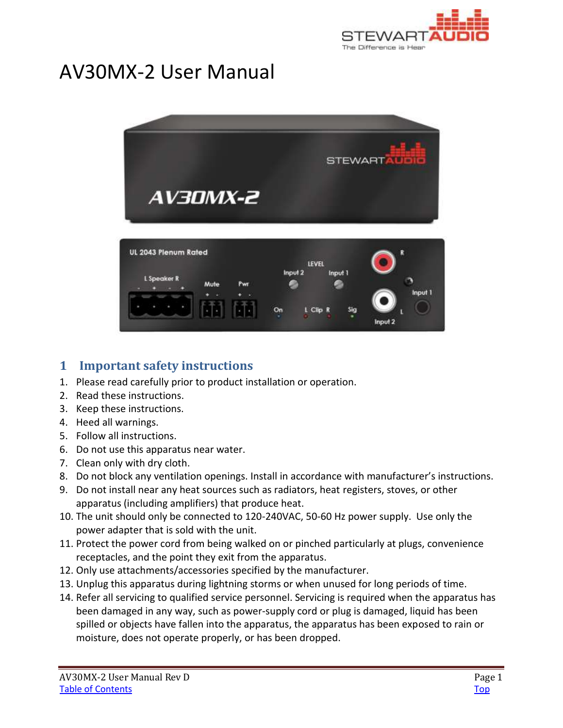# AV30MX-2 User Manual

## 1 Important safety instructions

1. Please read carefully prior to product installation or operation.
2. Read these instructions.
3. Keep these instructions.
4. Heed all warnings.
5. Follow all instructions.
6. Do not use this apparatus near water.
7. Clean only with dry cloth.
8. Do not block any ventilation openings. Install in accordance with manufacturer's instructions.
9. Do not install near any heat sources such as radiators, heat registers, stoves, or other apparatus (including amplifiers) that produce heat.
10. The unit should only be connected to 120-240VAC, 50-60 Hz power supply. Use only the power adapter that is sold with the unit.
11. Protect the power cord from being walked on or pinched particularly at plugs, convenience receptacles, and the point they exit from the apparatus.
12. Only use attachments/accessories specified by the manufacturer.
13. Unplug this apparatus during lightning storms or when unused for long periods of time.
14. Refer all servicing to qualified service personnel. Servicing is required when the apparatus has been damaged in any way, such as power-supply cord or plug is damaged, liquid has been spilled or objects have fallen into the apparatus, the apparatus has been exposed to rain or moisture, does not operate properly, or has been dropped.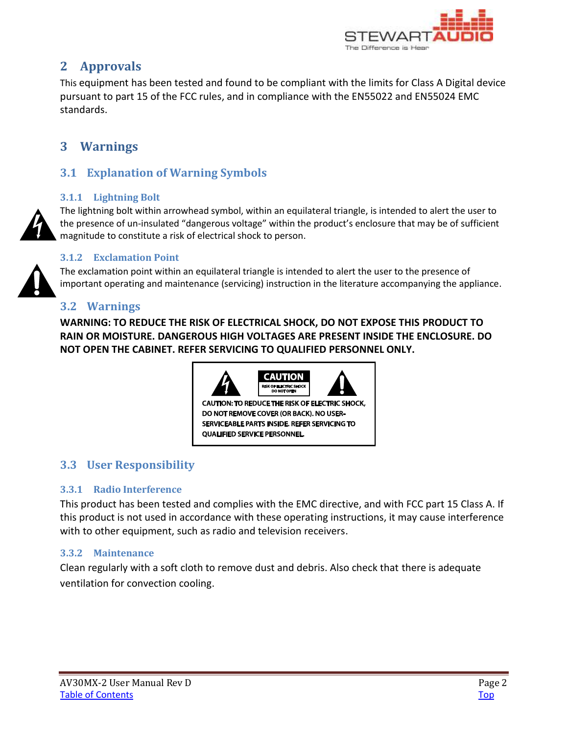## 2 Approvals

This equipment has been tested and found to be compliant with the limits for Class A Digital device pursuant to part 15 of the FCC rules, and in compliance with the EN55022 and EN55024 EMC standards.

## 3 Warnings

### 3.1 Explanation of Warning Symbols

#### 3.1.1 Lightning Bolt

The lightning bolt within arrowhead symbol, within an equilateral triangle, is intended to alert the user to the presence of un-insulated "dangerous voltage" within the product's enclosure that may be of sufficient magnitude to constitute a risk of electrical shock to person.

#### 3.1.2 Exclamation Point

The exclamation point within an equilateral triangle is intended to alert the user to the presence of important operating and maintenance (servicing) instruction in the literature accompanying the appliance.

### 3.2 Warnings

**WARNING: TO REDUCE THE RISK OF ELECTRICAL SHOCK, DO NOT EXPOSE THIS PRODUCT TO RAIN OR MOISTURE. DANGEROUS HIGH VOLTAGES ARE PRESENT INSIDE THE ENCLOSURE. DO NOT OPEN THE CABINET. REFER SERVICING TO QUALIFIED PERSONNEL ONLY.**

**CAUTION**

RISK OF ELECTRIC SHOCK DO NOT OPEN

CAUTION: TO REDUCE THE RISK OF ELECTRIC SHOCK, DO NOT REMOVE COVER (OR BACK). NO USER-SERVICEABLE PARTS INSIDE. REFER SERVICING TO QUALIFIED SERVICE PERSONNEL.

### 3.3 User Responsibility

#### 3.3.1 Radio Interference

This product has been tested and complies with the EMC directive, and with FCC part 15 Class A. If this product is not used in accordance with these operating instructions, it may cause interference with to other equipment, such as radio and television receivers.

#### 3.3.2 Maintenance

Clean regularly with a soft cloth to remove dust and debris. Also check that there is adequate ventilation for convection cooling.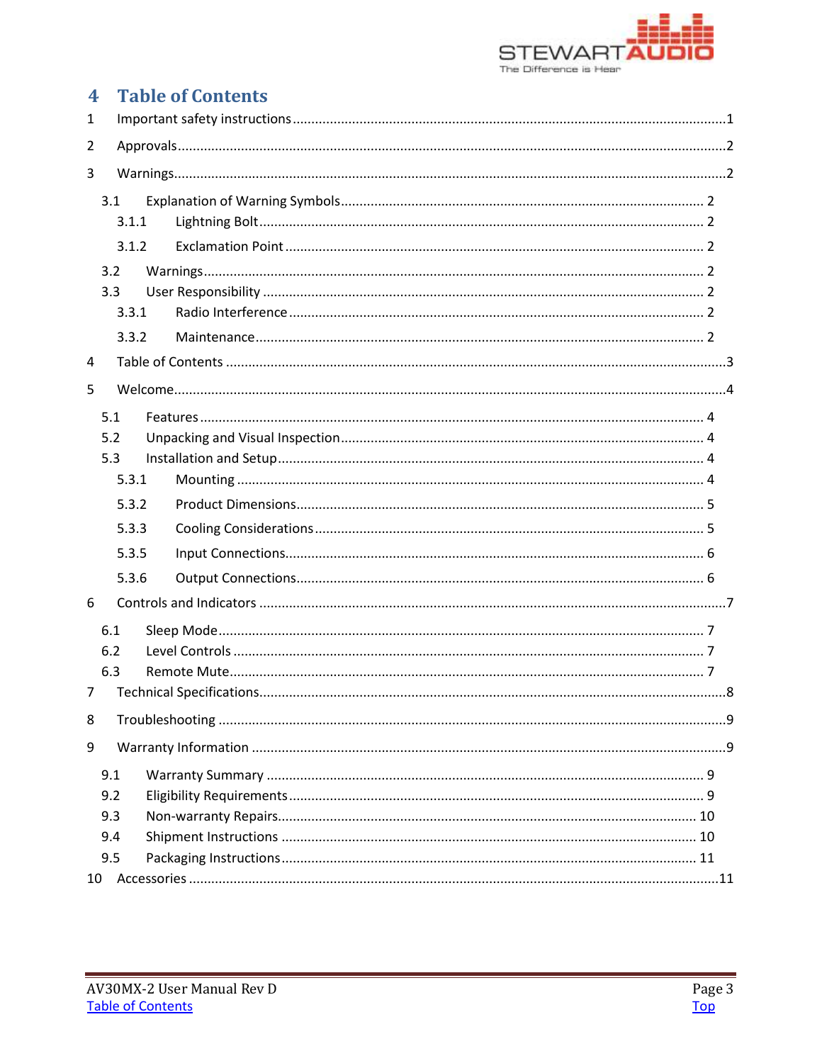# 4 Table of Contents

1 Important safety instructions ........................................................................................................1

2 Approvals ........................................................................................................................................2

3 Warnings .........................................................................................................................................2

- 3.1 Explanation of Warning Symbols ................................................................................... 2
  - 3.1.1 Lightning Bolt ........................................................................................................ 2
  - 3.1.2 Exclamation Point .................................................................................................. 2
- 3.2 Warnings ........................................................................................................................ 2
- 3.3 User Responsibility ........................................................................................................ 2
  - 3.3.1 Radio Interference ................................................................................................. 2
  - 3.3.2 Maintenance .......................................................................................................... 2

4 Table of Contents ...........................................................................................................................3

5 Welcome ..........................................................................................................................................4

- 5.1 Features ........................................................................................................................... 4
- 5.2 Unpacking and Visual Inspection ................................................................................... 4
- 5.3 Installation and Setup ..................................................................................................... 4
  - 5.3.1 Mounting ................................................................................................................ 4
  - 5.3.2 Product Dimensions ............................................................................................... 5
  - 5.3.3 Cooling Considerations .......................................................................................... 5
  - 5.3.5 Input Connections .................................................................................................. 6
  - 5.3.6 Output Connections ............................................................................................... 6

6 Controls and Indicators ..................................................................................................................7

- 6.1 Sleep Mode ...................................................................................................................... 7
- 6.2 Level Controls .................................................................................................................. 7
- 6.3 Remote Mute .................................................................................................................... 7

7 Technical Specifications .................................................................................................................8

8 Troubleshooting .............................................................................................................................9

9 Warranty Information ....................................................................................................................9

- 9.1 Warranty Summary .......................................................................................................... 9
- 9.2 Eligibility Requirements .................................................................................................. 9
- 9.3 Non-warranty Repairs ..................................................................................................... 10
- 9.4 Shipment Instructions ..................................................................................................... 10
- 9.5 Packaging Instructions .................................................................................................... 11

10 Accessories ..................................................................................................................................11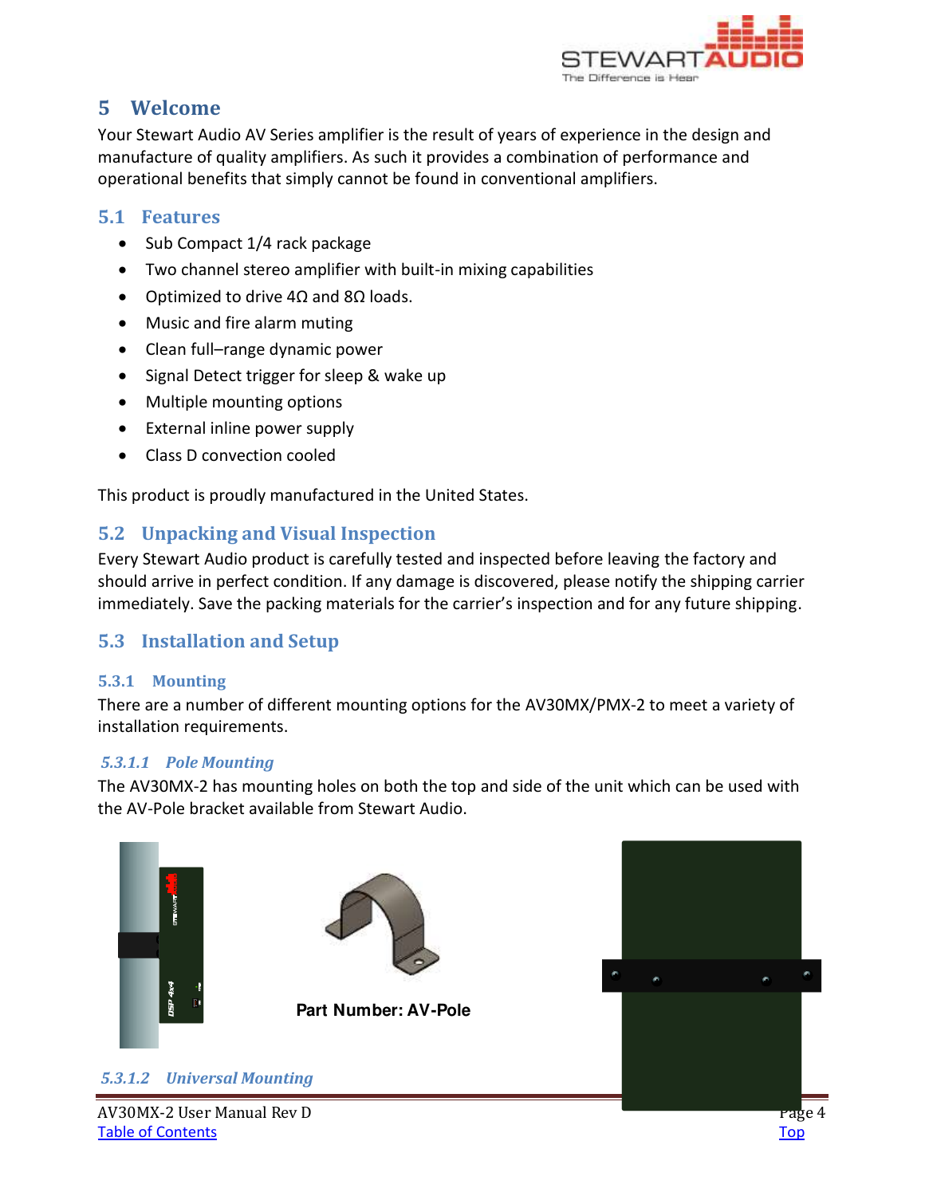# 5 Welcome

Your Stewart Audio AV Series amplifier is the result of years of experience in the design and manufacture of quality amplifiers. As such it provides a combination of performance and operational benefits that simply cannot be found in conventional amplifiers.

## 5.1 Features

- Sub Compact 1/4 rack package
- Two channel stereo amplifier with built-in mixing capabilities
- Optimized to drive 4Ω and 8Ω loads.
- Music and fire alarm muting
- Clean full–range dynamic power
- Signal Detect trigger for sleep & wake up
- Multiple mounting options
- External inline power supply
- Class D convection cooled

This product is proudly manufactured in the United States.

## 5.2 Unpacking and Visual Inspection

Every Stewart Audio product is carefully tested and inspected before leaving the factory and should arrive in perfect condition. If any damage is discovered, please notify the shipping carrier immediately. Save the packing materials for the carrier's inspection and for any future shipping.

## 5.3 Installation and Setup

### 5.3.1 Mounting

There are a number of different mounting options for the AV30MX/PMX-2 to meet a variety of installation requirements.

#### *5.3.1.1 Pole Mounting*

The AV30MX-2 has mounting holes on both the top and side of the unit which can be used with the AV-Pole bracket available from Stewart Audio.

**Part Number: AV-Pole**

#### *5.3.1.2 Universal Mounting*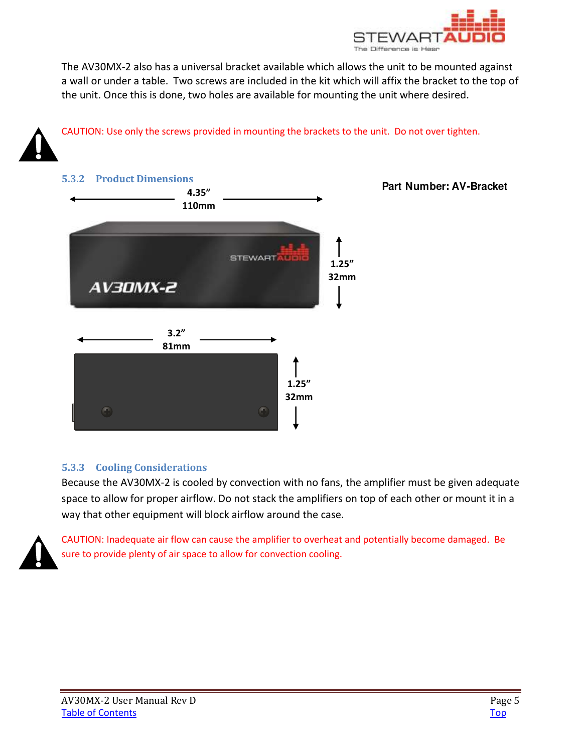The AV30MX-2 also has a universal bracket available which allows the unit to be mounted against a wall or under a table. Two screws are included in the kit which will affix the bracket to the top of the unit. Once this is done, two holes are available for mounting the unit where desired.

CAUTION: Use only the screws provided in mounting the brackets to the unit. Do not over tighten.

### 5.3.2 Product Dimensions

**Part Number: AV-Bracket**

4.35" 110mm

1.25" 32mm

3.2" 81mm

1.25" 32mm

### 5.3.3 Cooling Considerations

Because the AV30MX-2 is cooled by convection with no fans, the amplifier must be given adequate space to allow for proper airflow. Do not stack the amplifiers on top of each other or mount it in a way that other equipment will block airflow around the case.

CAUTION: Inadequate air flow can cause the amplifier to overheat and potentially become damaged. Be sure to provide plenty of air space to allow for convection cooling.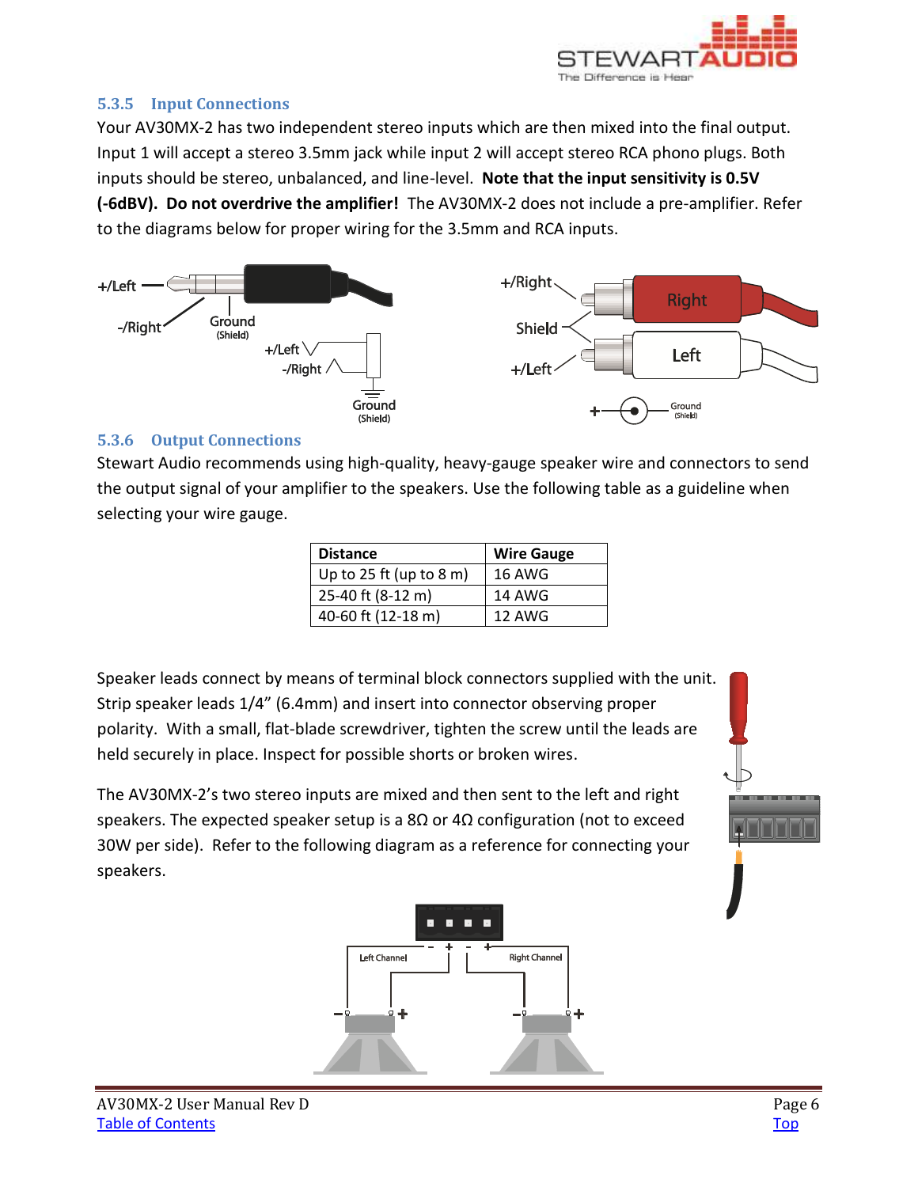### 5.3.5 Input Connections

Your AV30MX-2 has two independent stereo inputs which are then mixed into the final output. Input 1 will accept a stereo 3.5mm jack while input 2 will accept stereo RCA phono plugs. Both inputs should be stereo, unbalanced, and line-level. **Note that the input sensitivity is 0.5V (-6dBV). Do not overdrive the amplifier!** The AV30MX-2 does not include a pre-amplifier. Refer to the diagrams below for proper wiring for the 3.5mm and RCA inputs.

### 5.3.6 Output Connections

Stewart Audio recommends using high-quality, heavy-gauge speaker wire and connectors to send the output signal of your amplifier to the speakers. Use the following table as a guideline when selecting your wire gauge.

| Distance | Wire Gauge |
|---|---|
| Up to 25 ft (up to 8 m) | 16 AWG |
| 25-40 ft (8-12 m) | 14 AWG |
| 40-60 ft (12-18 m) | 12 AWG |

Speaker leads connect by means of terminal block connectors supplied with the unit. Strip speaker leads 1/4" (6.4mm) and insert into connector observing proper polarity. With a small, flat-blade screwdriver, tighten the screw until the leads are held securely in place. Inspect for possible shorts or broken wires.

The AV30MX-2's two stereo inputs are mixed and then sent to the left and right speakers. The expected speaker setup is a 8Ω or 4Ω configuration (not to exceed 30W per side). Refer to the following diagram as a reference for connecting your speakers.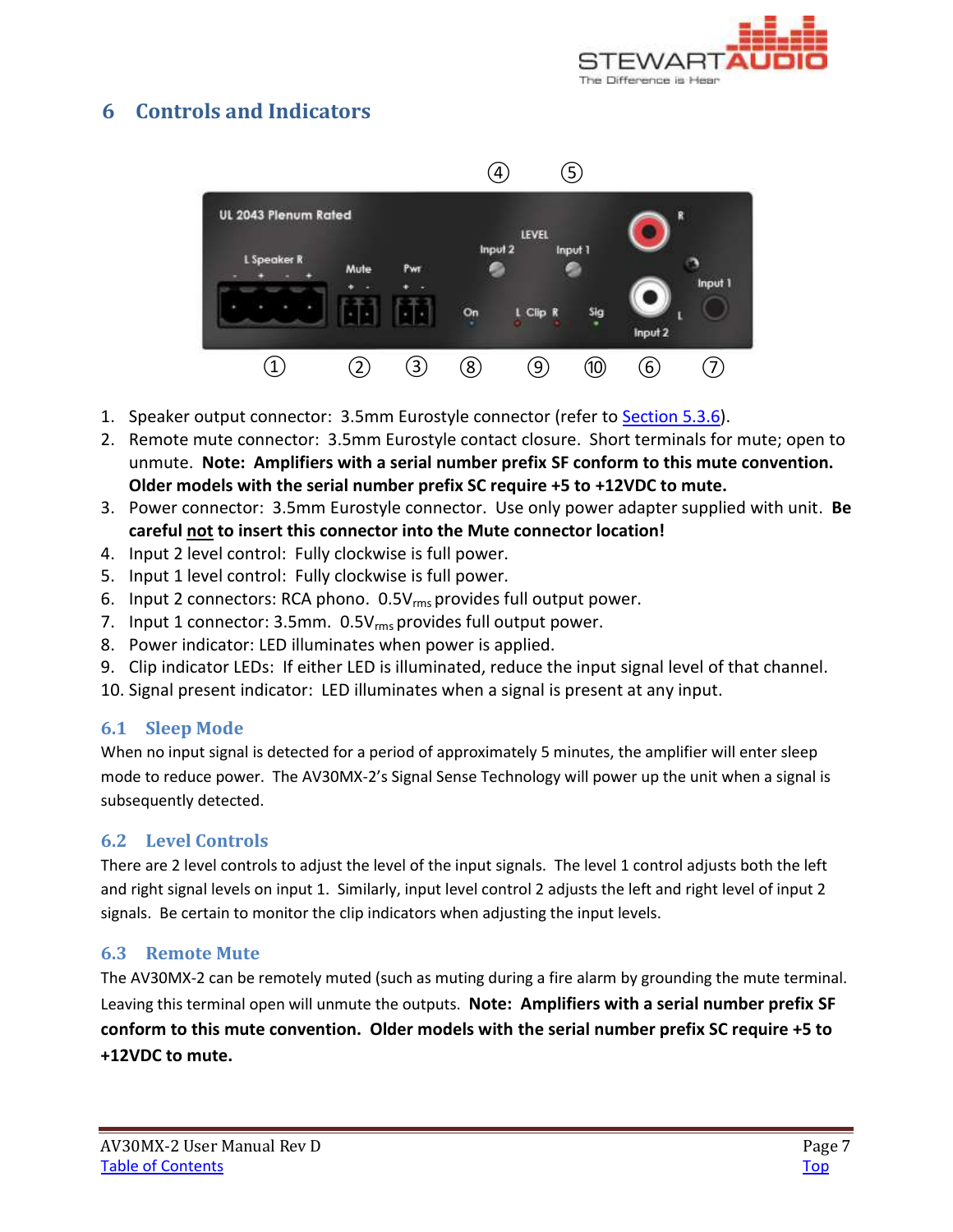# 6 Controls and Indicators

1. Speaker output connector: 3.5mm Eurostyle connector (refer to Section 5.3.6).
2. Remote mute connector: 3.5mm Eurostyle contact closure. Short terminals for mute; open to unmute. **Note: Amplifiers with a serial number prefix SF conform to this mute convention. Older models with the serial number prefix SC require +5 to +12VDC to mute.**
3. Power connector: 3.5mm Eurostyle connector. Use only power adapter supplied with unit. **Be careful not to insert this connector into the Mute connector location!**
4. Input 2 level control: Fully clockwise is full power.
5. Input 1 level control: Fully clockwise is full power.
6. Input 2 connectors: RCA phono. 0.5$V_{rms}$ provides full output power.
7. Input 1 connector: 3.5mm. 0.5$V_{rms}$ provides full output power.
8. Power indicator: LED illuminates when power is applied.
9. Clip indicator LEDs: If either LED is illuminated, reduce the input signal level of that channel.
10. Signal present indicator: LED illuminates when a signal is present at any input.

## 6.1 Sleep Mode

When no input signal is detected for a period of approximately 5 minutes, the amplifier will enter sleep mode to reduce power. The AV30MX-2's Signal Sense Technology will power up the unit when a signal is subsequently detected.

## 6.2 Level Controls

There are 2 level controls to adjust the level of the input signals. The level 1 control adjusts both the left and right signal levels on input 1. Similarly, input level control 2 adjusts the left and right level of input 2 signals. Be certain to monitor the clip indicators when adjusting the input levels.

## 6.3 Remote Mute

The AV30MX-2 can be remotely muted (such as muting during a fire alarm by grounding the mute terminal. Leaving this terminal open will unmute the outputs. **Note: Amplifiers with a serial number prefix SF conform to this mute convention. Older models with the serial number prefix SC require +5 to +12VDC to mute.**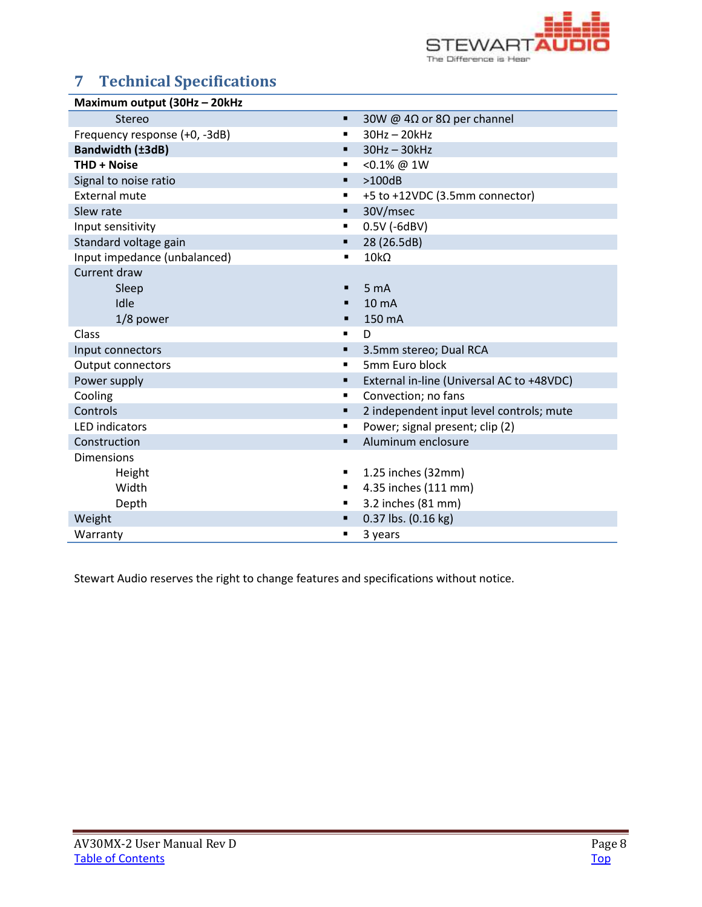## 7 Technical Specifications

| **Maximum output (30Hz – 20kHz** | |
|---|---|
| Stereo | ▪ 30W @ 4Ω or 8Ω per channel |
| Frequency response (+0, -3dB) | ▪ 30Hz – 20kHz |
| **Bandwidth (±3dB)** | ▪ 30Hz – 30kHz |
| **THD + Noise** | ▪ <0.1% @ 1W |
| Signal to noise ratio | ▪ >100dB |
| External mute | ▪ +5 to +12VDC (3.5mm connector) |
| Slew rate | ▪ 30V/msec |
| Input sensitivity | ▪ 0.5V (-6dBV) |
| Standard voltage gain | ▪ 28 (26.5dB) |
| Input impedance (unbalanced) | ▪ 10kΩ |
| Current draw | |
| Sleep | ▪ 5 mA |
| Idle | ▪ 10 mA |
| 1/8 power | ▪ 150 mA |
| Class | ▪ D |
| Input connectors | ▪ 3.5mm stereo; Dual RCA |
| Output connectors | ▪ 5mm Euro block |
| Power supply | ▪ External in-line (Universal AC to +48VDC) |
| Cooling | ▪ Convection; no fans |
| Controls | ▪ 2 independent input level controls; mute |
| LED indicators | ▪ Power; signal present; clip (2) |
| Construction | ▪ Aluminum enclosure |
| Dimensions | |
| Height | ▪ 1.25 inches (32mm) |
| Width | ▪ 4.35 inches (111 mm) |
| Depth | ▪ 3.2 inches (81 mm) |
| Weight | ▪ 0.37 lbs. (0.16 kg) |
| Warranty | ▪ 3 years |

Stewart Audio reserves the right to change features and specifications without notice.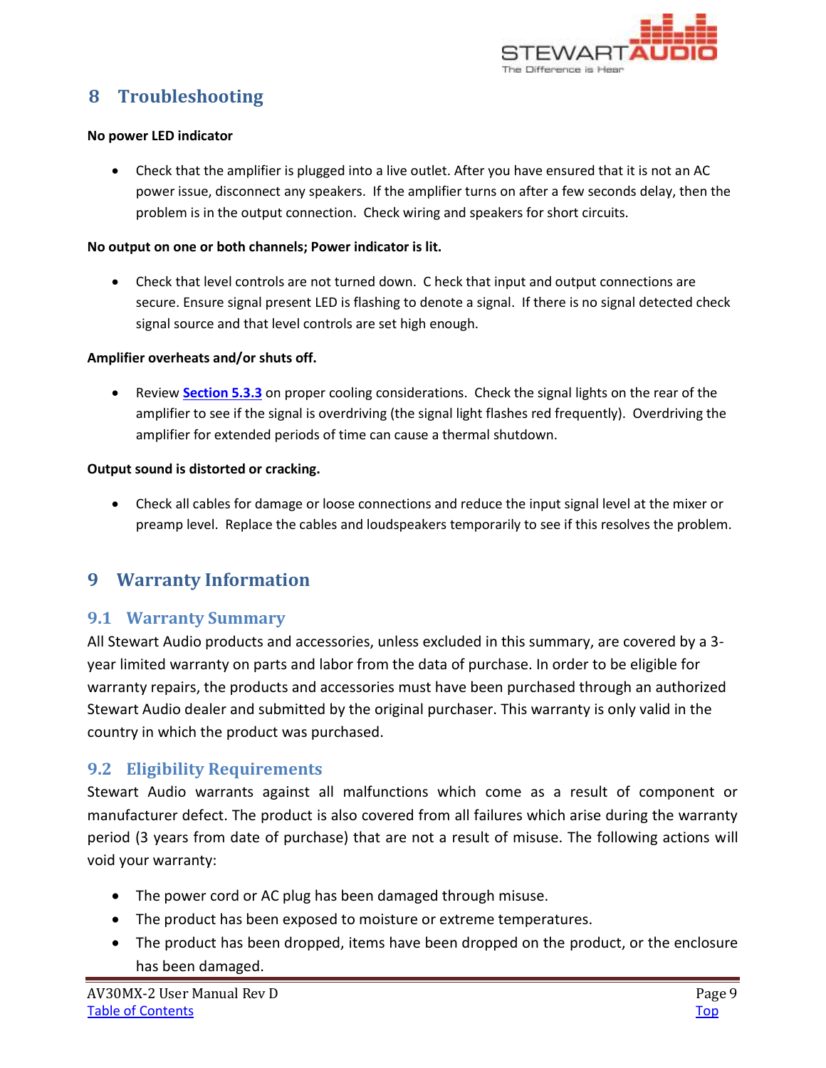# 8 Troubleshooting

**No power LED indicator**

- Check that the amplifier is plugged into a live outlet. After you have ensured that it is not an AC power issue, disconnect any speakers. If the amplifier turns on after a few seconds delay, then the problem is in the output connection. Check wiring and speakers for short circuits.

**No output on one or both channels; Power indicator is lit.**

- Check that level controls are not turned down. C heck that input and output connections are secure. Ensure signal present LED is flashing to denote a signal. If there is no signal detected check signal source and that level controls are set high enough.

**Amplifier overheats and/or shuts off.**

- Review **Section 5.3.3** on proper cooling considerations. Check the signal lights on the rear of the amplifier to see if the signal is overdriving (the signal light flashes red frequently). Overdriving the amplifier for extended periods of time can cause a thermal shutdown.

**Output sound is distorted or cracking.**

- Check all cables for damage or loose connections and reduce the input signal level at the mixer or preamp level. Replace the cables and loudspeakers temporarily to see if this resolves the problem.

# 9 Warranty Information

## 9.1 Warranty Summary

All Stewart Audio products and accessories, unless excluded in this summary, are covered by a 3-year limited warranty on parts and labor from the data of purchase. In order to be eligible for warranty repairs, the products and accessories must have been purchased through an authorized Stewart Audio dealer and submitted by the original purchaser. This warranty is only valid in the country in which the product was purchased.

## 9.2 Eligibility Requirements

Stewart Audio warrants against all malfunctions which come as a result of component or manufacturer defect. The product is also covered from all failures which arise during the warranty period (3 years from date of purchase) that are not a result of misuse. The following actions will void your warranty:

- The power cord or AC plug has been damaged through misuse.
- The product has been exposed to moisture or extreme temperatures.
- The product has been dropped, items have been dropped on the product, or the enclosure has been damaged.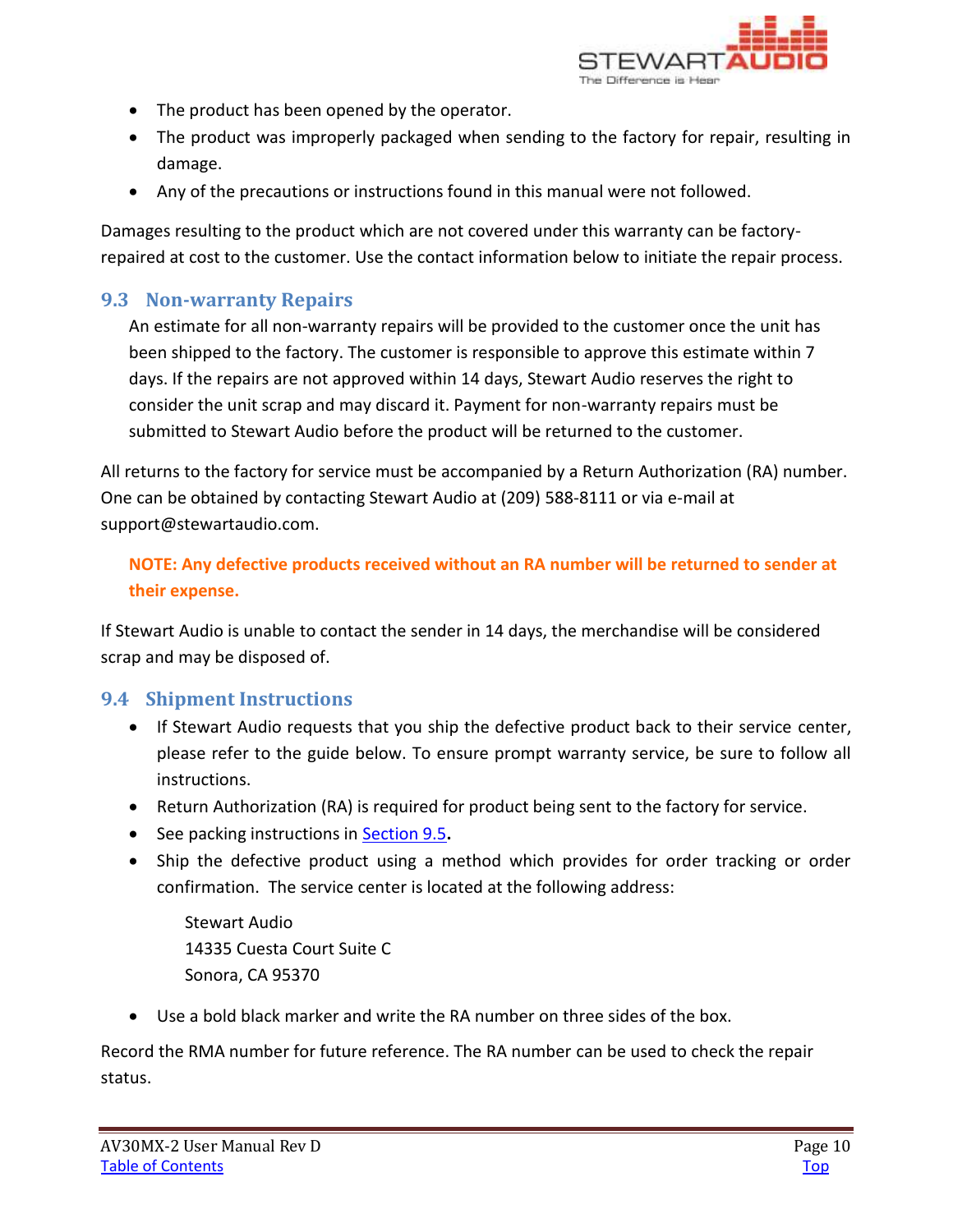- The product has been opened by the operator.
- The product was improperly packaged when sending to the factory for repair, resulting in damage.
- Any of the precautions or instructions found in this manual were not followed.

Damages resulting to the product which are not covered under this warranty can be factory-repaired at cost to the customer. Use the contact information below to initiate the repair process.

## 9.3 Non-warranty Repairs

An estimate for all non-warranty repairs will be provided to the customer once the unit has been shipped to the factory. The customer is responsible to approve this estimate within 7 days. If the repairs are not approved within 14 days, Stewart Audio reserves the right to consider the unit scrap and may discard it. Payment for non-warranty repairs must be submitted to Stewart Audio before the product will be returned to the customer.

All returns to the factory for service must be accompanied by a Return Authorization (RA) number. One can be obtained by contacting Stewart Audio at (209) 588-8111 or via e-mail at support@stewartaudio.com.

**NOTE: Any defective products received without an RA number will be returned to sender at their expense.**

If Stewart Audio is unable to contact the sender in 14 days, the merchandise will be considered scrap and may be disposed of.

## 9.4 Shipment Instructions

- If Stewart Audio requests that you ship the defective product back to their service center, please refer to the guide below. To ensure prompt warranty service, be sure to follow all instructions.
- Return Authorization (RA) is required for product being sent to the factory for service.
- See packing instructions in Section 9.5**.**
- Ship the defective product using a method which provides for order tracking or order confirmation. The service center is located at the following address:

  Stewart Audio
  14335 Cuesta Court Suite C
  Sonora, CA 95370

- Use a bold black marker and write the RA number on three sides of the box.

Record the RMA number for future reference. The RA number can be used to check the repair status.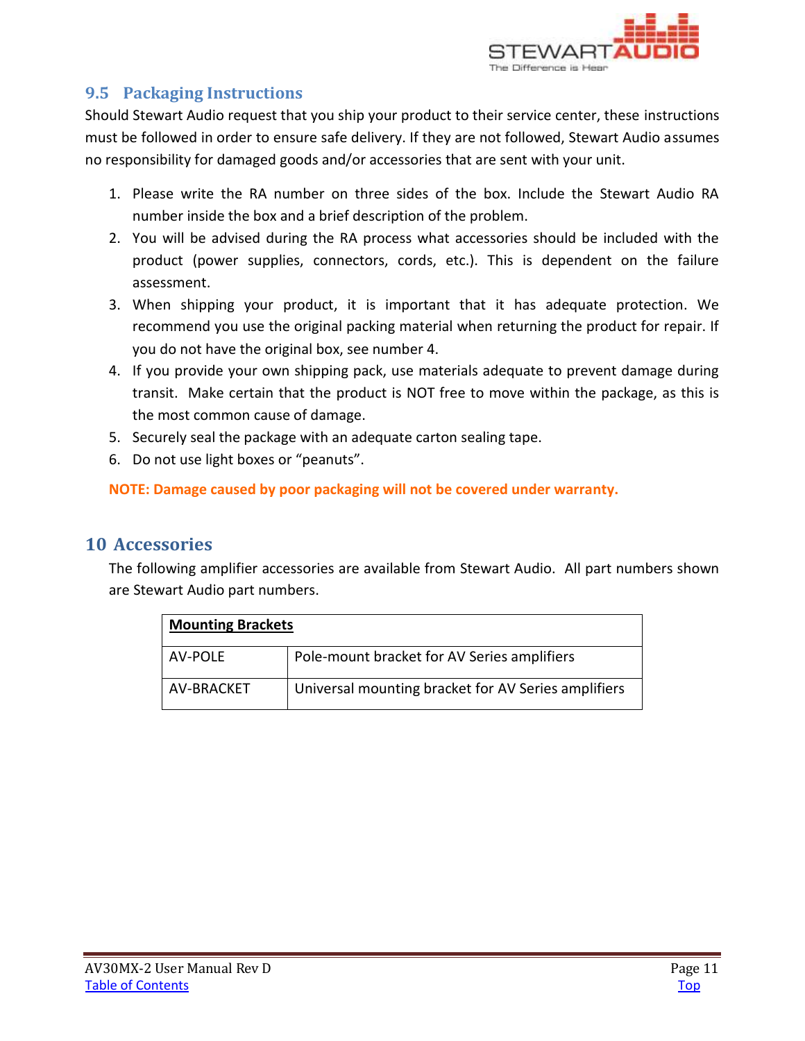## 9.5 Packaging Instructions

Should Stewart Audio request that you ship your product to their service center, these instructions must be followed in order to ensure safe delivery. If they are not followed, Stewart Audio assumes no responsibility for damaged goods and/or accessories that are sent with your unit.

1. Please write the RA number on three sides of the box. Include the Stewart Audio RA number inside the box and a brief description of the problem.
2. You will be advised during the RA process what accessories should be included with the product (power supplies, connectors, cords, etc.). This is dependent on the failure assessment.
3. When shipping your product, it is important that it has adequate protection. We recommend you use the original packing material when returning the product for repair. If you do not have the original box, see number 4.
4. If you provide your own shipping pack, use materials adequate to prevent damage during transit. Make certain that the product is NOT free to move within the package, as this is the most common cause of damage.
5. Securely seal the package with an adequate carton sealing tape.
6. Do not use light boxes or “peanuts”.

**NOTE: Damage caused by poor packaging will not be covered under warranty.**

# 10 Accessories

The following amplifier accessories are available from Stewart Audio. All part numbers shown are Stewart Audio part numbers.

| **Mounting Brackets** | |
|---|---|
| AV-POLE | Pole-mount bracket for AV Series amplifiers |
| AV-BRACKET | Universal mounting bracket for AV Series amplifiers |